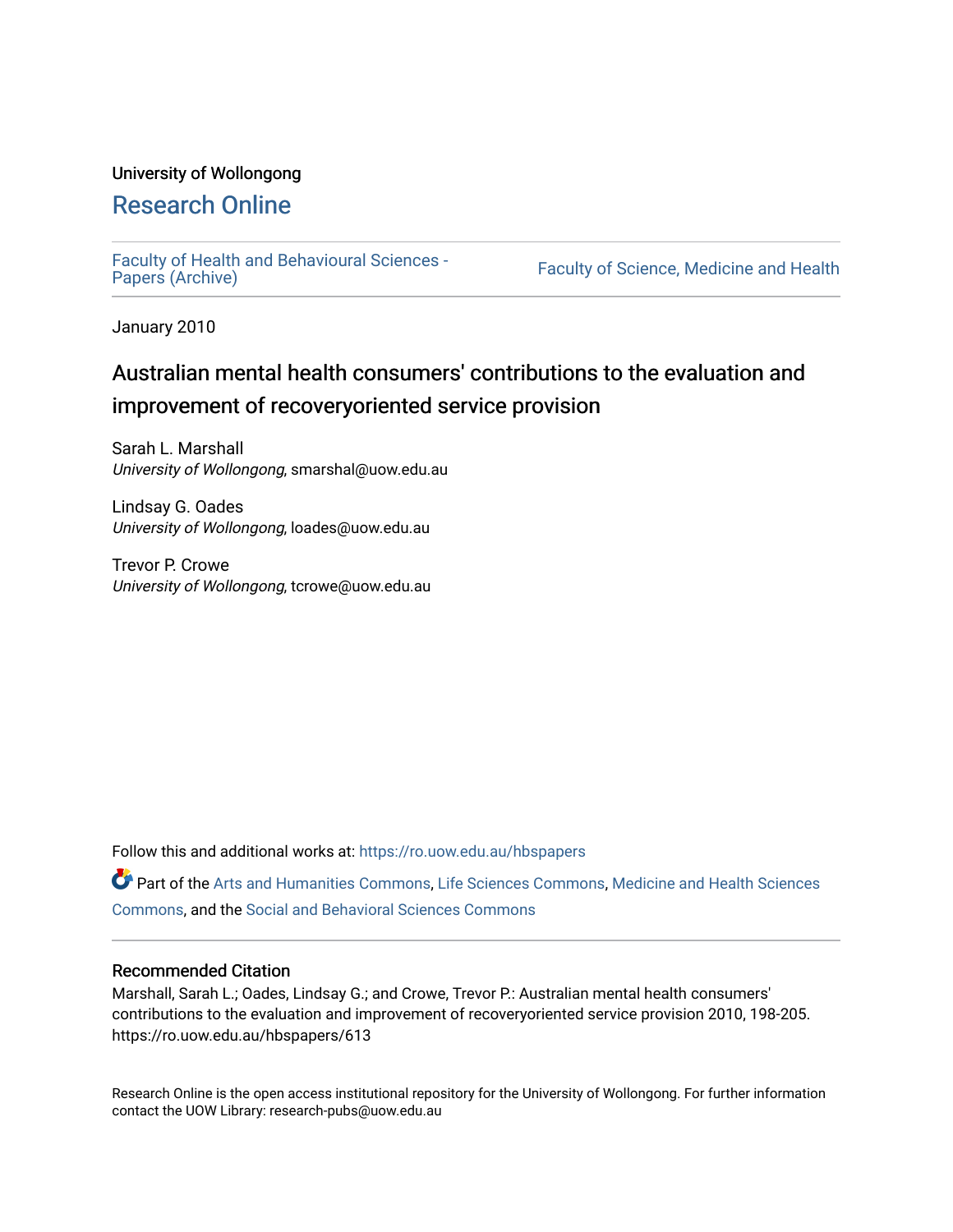University of Wollongong

# Research Online

Faculty of Health and Behavioural Sciences - Papers (Archive)

Faculty of Science, Medicine and Health

January 2010

## Australian mental health consumers' contributions to the evaluation and improvement of recoveryoriented service provision

Sarah L. Marshall
*University of Wollongong*, smarshal@uow.edu.au

Lindsay G. Oades
*University of Wollongong*, loades@uow.edu.au

Trevor P. Crowe
*University of Wollongong*, tcrowe@uow.edu.au

Follow this and additional works at: https://ro.uow.edu.au/hbspapers

Part of the Arts and Humanities Commons, Life Sciences Commons, Medicine and Health Sciences Commons, and the Social and Behavioral Sciences Commons

### Recommended Citation

Marshall, Sarah L.; Oades, Lindsay G.; and Crowe, Trevor P.: Australian mental health consumers' contributions to the evaluation and improvement of recoveryoriented service provision 2010, 198-205.
https://ro.uow.edu.au/hbspapers/613

Research Online is the open access institutional repository for the University of Wollongong. For further information contact the UOW Library: research-pubs@uow.edu.au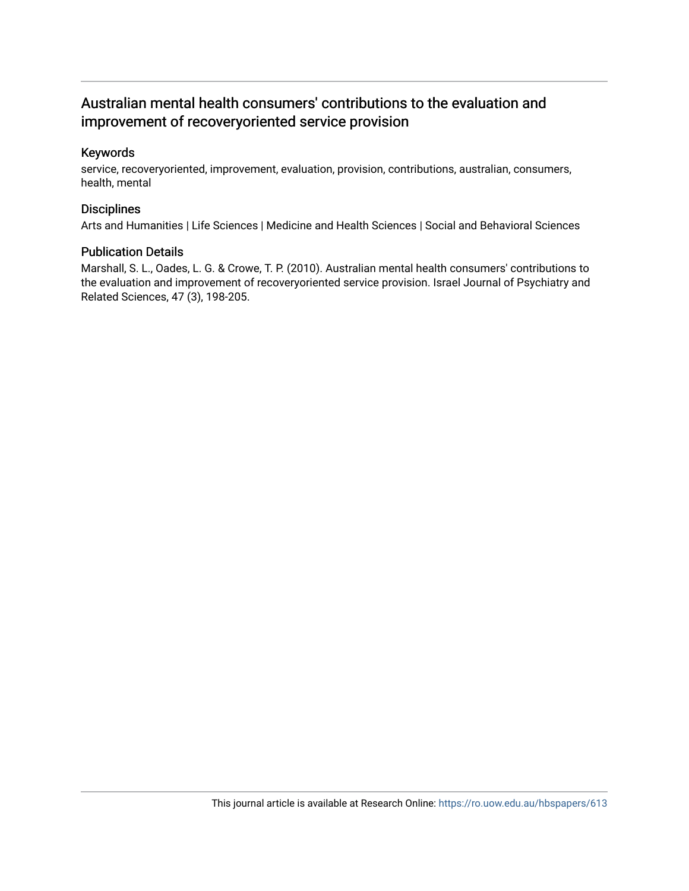# Australian mental health consumers' contributions to the evaluation and improvement of recoveryoriented service provision

## Keywords

service, recoveryoriented, improvement, evaluation, provision, contributions, australian, consumers, health, mental

## Disciplines

Arts and Humanities | Life Sciences | Medicine and Health Sciences | Social and Behavioral Sciences

## Publication Details

Marshall, S. L., Oades, L. G. & Crowe, T. P. (2010). Australian mental health consumers' contributions to the evaluation and improvement of recoveryoriented service provision. Israel Journal of Psychiatry and Related Sciences, 47 (3), 198-205.

This journal article is available at Research Online: https://ro.uow.edu.au/hbspapers/613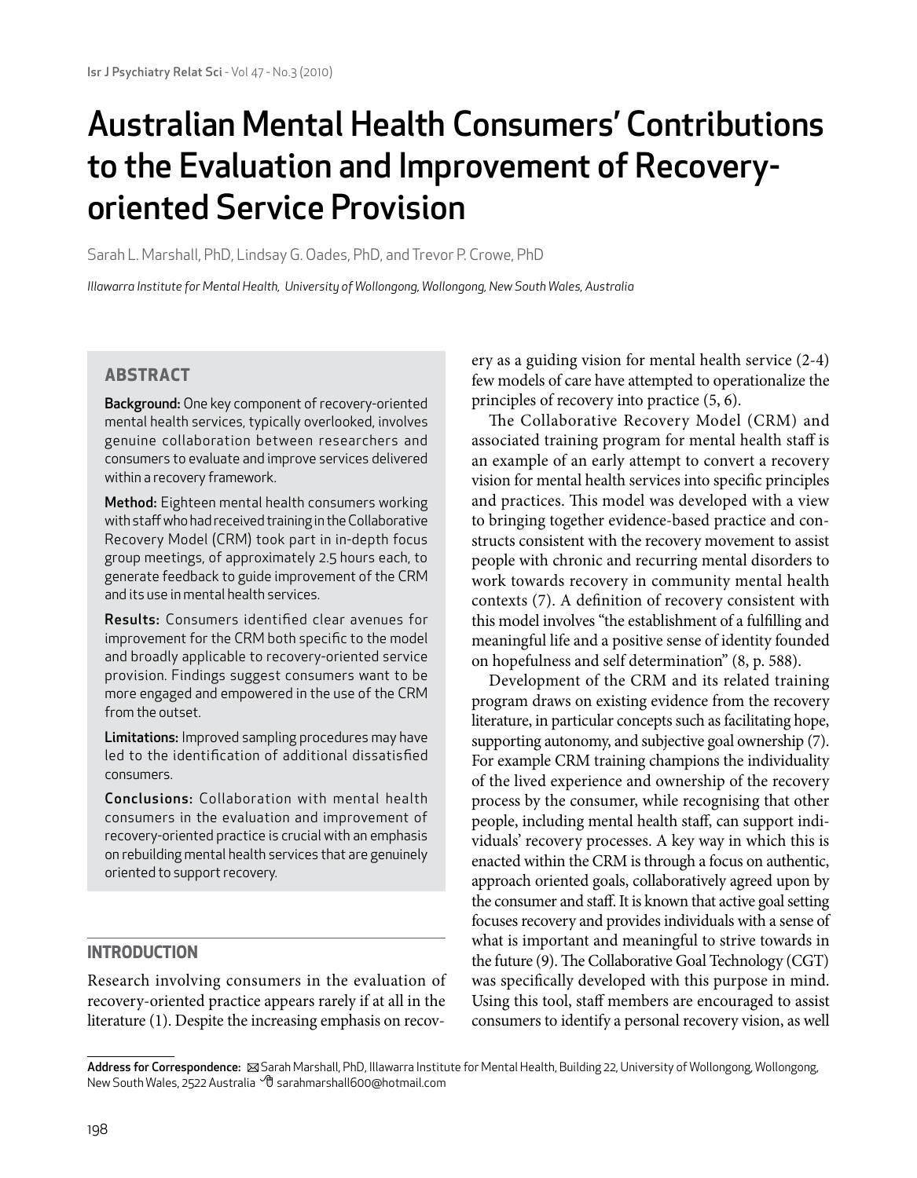# Australian Mental Health Consumers' Contributions to the Evaluation and Improvement of Recovery-oriented Service Provision

Sarah L. Marshall, PhD, Lindsay G. Oades, PhD, and Trevor P. Crowe, PhD

*Illawarra Institute for Mental Health, University of Wollongong, Wollongong, New South Wales, Australia*

## ABSTRACT

**Background:** One key component of recovery-oriented mental health services, typically overlooked, involves genuine collaboration between researchers and consumers to evaluate and improve services delivered within a recovery framework.

**Method:** Eighteen mental health consumers working with staff who had received training in the Collaborative Recovery Model (CRM) took part in in-depth focus group meetings, of approximately 2.5 hours each, to generate feedback to guide improvement of the CRM and its use in mental health services.

**Results:** Consumers identified clear avenues for improvement for the CRM both specific to the model and broadly applicable to recovery-oriented service provision. Findings suggest consumers want to be more engaged and empowered in the use of the CRM from the outset.

**Limitations:** Improved sampling procedures may have led to the identification of additional dissatisfied consumers.

**Conclusions:** Collaboration with mental health consumers in the evaluation and improvement of recovery-oriented practice is crucial with an emphasis on rebuilding mental health services that are genuinely oriented to support recovery.

## INTRODUCTION

Research involving consumers in the evaluation of recovery-oriented practice appears rarely if at all in the literature (1). Despite the increasing emphasis on recovery as a guiding vision for mental health service (2-4) few models of care have attempted to operationalize the principles of recovery into practice (5, 6).

The Collaborative Recovery Model (CRM) and associated training program for mental health staff is an example of an early attempt to convert a recovery vision for mental health services into specific principles and practices. This model was developed with a view to bringing together evidence-based practice and constructs consistent with the recovery movement to assist people with chronic and recurring mental disorders to work towards recovery in community mental health contexts (7). A definition of recovery consistent with this model involves "the establishment of a fulfilling and meaningful life and a positive sense of identity founded on hopefulness and self determination" (8, p. 588).

Development of the CRM and its related training program draws on existing evidence from the recovery literature, in particular concepts such as facilitating hope, supporting autonomy, and subjective goal ownership (7). For example CRM training champions the individuality of the lived experience and ownership of the recovery process by the consumer, while recognising that other people, including mental health staff, can support individuals' recovery processes. A key way in which this is enacted within the CRM is through a focus on authentic, approach oriented goals, collaboratively agreed upon by the consumer and staff. It is known that active goal setting focuses recovery and provides individuals with a sense of what is important and meaningful to strive towards in the future (9). The Collaborative Goal Technology (CGT) was specifically developed with this purpose in mind. Using this tool, staff members are encouraged to assist consumers to identify a personal recovery vision, as well

---

**Address for Correspondence:** Sarah Marshall, PhD, Illawarra Institute for Mental Health, Building 22, University of Wollongong, Wollongong, New South Wales, 2522 Australia sarahmarshall600@hotmail.com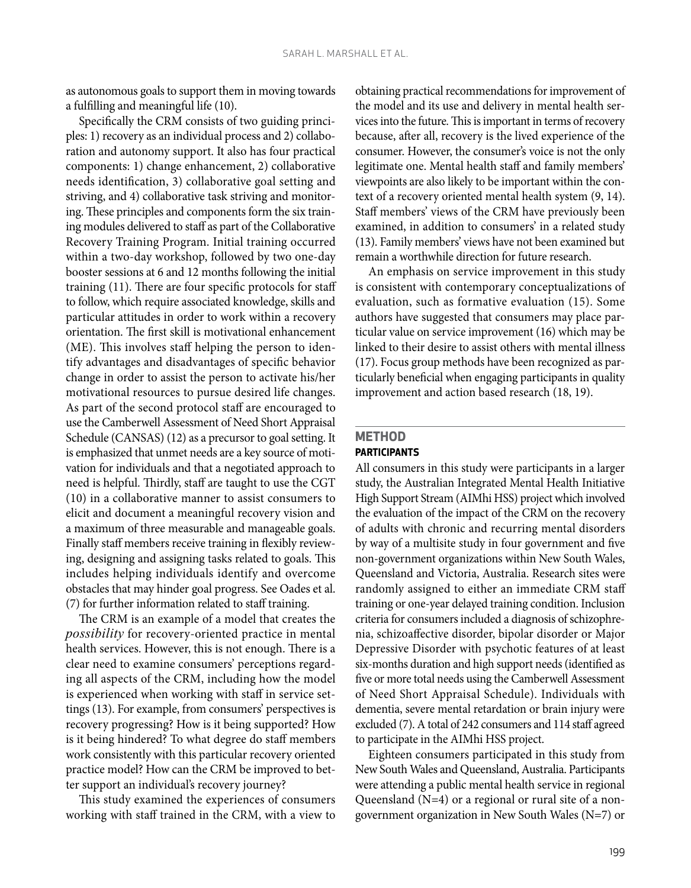as autonomous goals to support them in moving towards a fulfilling and meaningful life (10).

Specifically the CRM consists of two guiding principles: 1) recovery as an individual process and 2) collaboration and autonomy support. It also has four practical components: 1) change enhancement, 2) collaborative needs identification, 3) collaborative goal setting and striving, and 4) collaborative task striving and monitoring. These principles and components form the six training modules delivered to staff as part of the Collaborative Recovery Training Program. Initial training occurred within a two-day workshop, followed by two one-day booster sessions at 6 and 12 months following the initial training (11). There are four specific protocols for staff to follow, which require associated knowledge, skills and particular attitudes in order to work within a recovery orientation. The first skill is motivational enhancement (ME). This involves staff helping the person to identify advantages and disadvantages of specific behavior change in order to assist the person to activate his/her motivational resources to pursue desired life changes. As part of the second protocol staff are encouraged to use the Camberwell Assessment of Need Short Appraisal Schedule (CANSAS) (12) as a precursor to goal setting. It is emphasized that unmet needs are a key source of motivation for individuals and that a negotiated approach to need is helpful. Thirdly, staff are taught to use the CGT (10) in a collaborative manner to assist consumers to elicit and document a meaningful recovery vision and a maximum of three measurable and manageable goals. Finally staff members receive training in flexibly reviewing, designing and assigning tasks related to goals. This includes helping individuals identify and overcome obstacles that may hinder goal progress. See Oades et al. (7) for further information related to staff training.

The CRM is an example of a model that creates the *possibility* for recovery-oriented practice in mental health services. However, this is not enough. There is a clear need to examine consumers' perceptions regarding all aspects of the CRM, including how the model is experienced when working with staff in service settings (13). For example, from consumers' perspectives is recovery progressing? How is it being supported? How is it being hindered? To what degree do staff members work consistently with this particular recovery oriented practice model? How can the CRM be improved to better support an individual's recovery journey?

This study examined the experiences of consumers working with staff trained in the CRM, with a view to obtaining practical recommendations for improvement of the model and its use and delivery in mental health services into the future. This is important in terms of recovery because, after all, recovery is the lived experience of the consumer. However, the consumer's voice is not the only legitimate one. Mental health staff and family members' viewpoints are also likely to be important within the context of a recovery oriented mental health system (9, 14). Staff members' views of the CRM have previously been examined, in addition to consumers' in a related study (13). Family members' views have not been examined but remain a worthwhile direction for future research.

An emphasis on service improvement in this study is consistent with contemporary conceptualizations of evaluation, such as formative evaluation (15). Some authors have suggested that consumers may place particular value on service improvement (16) which may be linked to their desire to assist others with mental illness (17). Focus group methods have been recognized as particularly beneficial when engaging participants in quality improvement and action based research (18, 19).

## METHOD

### PARTICIPANTS

All consumers in this study were participants in a larger study, the Australian Integrated Mental Health Initiative High Support Stream (AIMhi HSS) project which involved the evaluation of the impact of the CRM on the recovery of adults with chronic and recurring mental disorders by way of a multisite study in four government and five non-government organizations within New South Wales, Queensland and Victoria, Australia. Research sites were randomly assigned to either an immediate CRM staff training or one-year delayed training condition. Inclusion criteria for consumers included a diagnosis of schizophrenia, schizoaffective disorder, bipolar disorder or Major Depressive Disorder with psychotic features of at least six-months duration and high support needs (identified as five or more total needs using the Camberwell Assessment of Need Short Appraisal Schedule). Individuals with dementia, severe mental retardation or brain injury were excluded (7). A total of 242 consumers and 114 staff agreed to participate in the AIMhi HSS project.

Eighteen consumers participated in this study from New South Wales and Queensland, Australia. Participants were attending a public mental health service in regional Queensland (N=4) or a regional or rural site of a non-government organization in New South Wales (N=7) or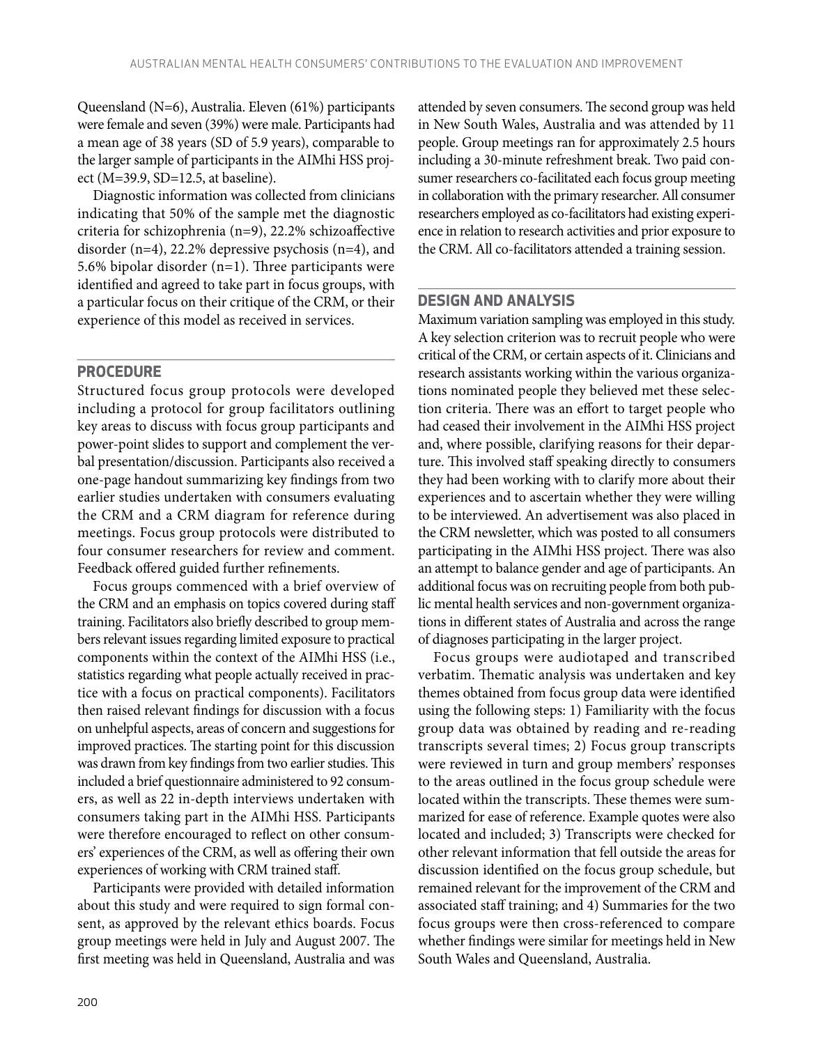Queensland (N=6), Australia. Eleven (61%) participants were female and seven (39%) were male. Participants had a mean age of 38 years (SD of 5.9 years), comparable to the larger sample of participants in the AIMhi HSS project (M=39.9, SD=12.5, at baseline).

Diagnostic information was collected from clinicians indicating that 50% of the sample met the diagnostic criteria for schizophrenia (n=9), 22.2% schizoaffective disorder (n=4), 22.2% depressive psychosis (n=4), and 5.6% bipolar disorder (n=1). Three participants were identified and agreed to take part in focus groups, with a particular focus on their critique of the CRM, or their experience of this model as received in services.

## PROCEDURE

Structured focus group protocols were developed including a protocol for group facilitators outlining key areas to discuss with focus group participants and power-point slides to support and complement the verbal presentation/discussion. Participants also received a one-page handout summarizing key findings from two earlier studies undertaken with consumers evaluating the CRM and a CRM diagram for reference during meetings. Focus group protocols were distributed to four consumer researchers for review and comment. Feedback offered guided further refinements.

Focus groups commenced with a brief overview of the CRM and an emphasis on topics covered during staff training. Facilitators also briefly described to group members relevant issues regarding limited exposure to practical components within the context of the AIMhi HSS (i.e., statistics regarding what people actually received in practice with a focus on practical components). Facilitators then raised relevant findings for discussion with a focus on unhelpful aspects, areas of concern and suggestions for improved practices. The starting point for this discussion was drawn from key findings from two earlier studies. This included a brief questionnaire administered to 92 consumers, as well as 22 in-depth interviews undertaken with consumers taking part in the AIMhi HSS. Participants were therefore encouraged to reflect on other consumers' experiences of the CRM, as well as offering their own experiences of working with CRM trained staff.

Participants were provided with detailed information about this study and were required to sign formal consent, as approved by the relevant ethics boards. Focus group meetings were held in July and August 2007. The first meeting was held in Queensland, Australia and was attended by seven consumers. The second group was held in New South Wales, Australia and was attended by 11 people. Group meetings ran for approximately 2.5 hours including a 30-minute refreshment break. Two paid consumer researchers co-facilitated each focus group meeting in collaboration with the primary researcher. All consumer researchers employed as co-facilitators had existing experience in relation to research activities and prior exposure to the CRM. All co-facilitators attended a training session.

## DESIGN AND ANALYSIS

Maximum variation sampling was employed in this study. A key selection criterion was to recruit people who were critical of the CRM, or certain aspects of it. Clinicians and research assistants working within the various organizations nominated people they believed met these selection criteria. There was an effort to target people who had ceased their involvement in the AIMhi HSS project and, where possible, clarifying reasons for their departure. This involved staff speaking directly to consumers they had been working with to clarify more about their experiences and to ascertain whether they were willing to be interviewed. An advertisement was also placed in the CRM newsletter, which was posted to all consumers participating in the AIMhi HSS project. There was also an attempt to balance gender and age of participants. An additional focus was on recruiting people from both public mental health services and non-government organizations in different states of Australia and across the range of diagnoses participating in the larger project.

Focus groups were audiotaped and transcribed verbatim. Thematic analysis was undertaken and key themes obtained from focus group data were identified using the following steps: 1) Familiarity with the focus group data was obtained by reading and re-reading transcripts several times; 2) Focus group transcripts were reviewed in turn and group members' responses to the areas outlined in the focus group schedule were located within the transcripts. These themes were summarized for ease of reference. Example quotes were also located and included; 3) Transcripts were checked for other relevant information that fell outside the areas for discussion identified on the focus group schedule, but remained relevant for the improvement of the CRM and associated staff training; and 4) Summaries for the two focus groups were then cross-referenced to compare whether findings were similar for meetings held in New South Wales and Queensland, Australia.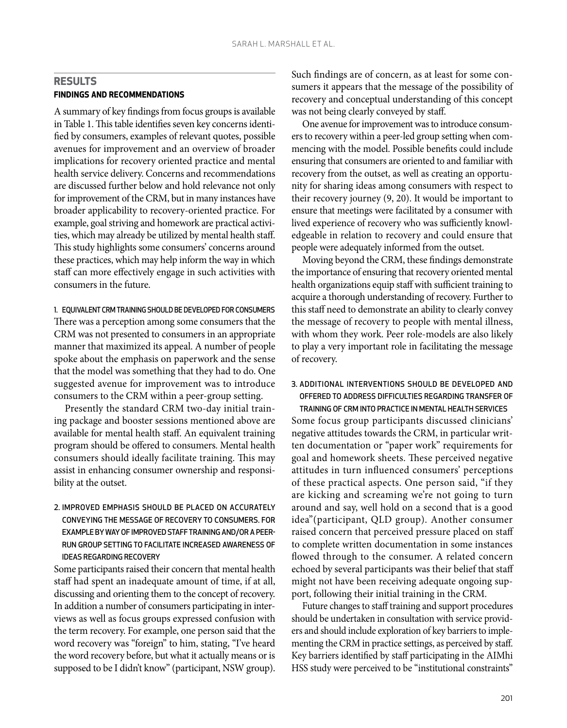## RESULTS

### FINDINGS AND RECOMMENDATIONS

A summary of key findings from focus groups is available in Table 1. This table identifies seven key concerns identified by consumers, examples of relevant quotes, possible avenues for improvement and an overview of broader implications for recovery oriented practice and mental health service delivery. Concerns and recommendations are discussed further below and hold relevance not only for improvement of the CRM, but in many instances have broader applicability to recovery-oriented practice. For example, goal striving and homework are practical activities, which may already be utilized by mental health staff. This study highlights some consumers' concerns around these practices, which may help inform the way in which staff can more effectively engage in such activities with consumers in the future.

#### 1. EQUIVALENT CRM TRAINING SHOULD BE DEVELOPED FOR CONSUMERS

There was a perception among some consumers that the CRM was not presented to consumers in an appropriate manner that maximized its appeal. A number of people spoke about the emphasis on paperwork and the sense that the model was something that they had to do. One suggested avenue for improvement was to introduce consumers to the CRM within a peer-group setting.

Presently the standard CRM two-day initial training package and booster sessions mentioned above are available for mental health staff. An equivalent training program should be offered to consumers. Mental health consumers should ideally facilitate training. This may assist in enhancing consumer ownership and responsibility at the outset.

#### 2. IMPROVED EMPHASIS SHOULD BE PLACED ON ACCURATELY CONVEYING THE MESSAGE OF RECOVERY TO CONSUMERS. FOR EXAMPLE BY WAY OF IMPROVED STAFF TRAINING AND/OR A PEER-RUN GROUP SETTING TO FACILITATE INCREASED AWARENESS OF IDEAS REGARDING RECOVERY

Some participants raised their concern that mental health staff had spent an inadequate amount of time, if at all, discussing and orienting them to the concept of recovery. In addition a number of consumers participating in interviews as well as focus groups expressed confusion with the term recovery. For example, one person said that the word recovery was "foreign" to him, stating, "I've heard the word recovery before, but what it actually means or is supposed to be I didn't know" (participant, NSW group). Such findings are of concern, as at least for some consumers it appears that the message of the possibility of recovery and conceptual understanding of this concept was not being clearly conveyed by staff.

One avenue for improvement was to introduce consumers to recovery within a peer-led group setting when commencing with the model. Possible benefits could include ensuring that consumers are oriented to and familiar with recovery from the outset, as well as creating an opportunity for sharing ideas among consumers with respect to their recovery journey (9, 20). It would be important to ensure that meetings were facilitated by a consumer with lived experience of recovery who was sufficiently knowledgeable in relation to recovery and could ensure that people were adequately informed from the outset.

Moving beyond the CRM, these findings demonstrate the importance of ensuring that recovery oriented mental health organizations equip staff with sufficient training to acquire a thorough understanding of recovery. Further to this staff need to demonstrate an ability to clearly convey the message of recovery to people with mental illness, with whom they work. Peer role-models are also likely to play a very important role in facilitating the message of recovery.

#### 3. ADDITIONAL INTERVENTIONS SHOULD BE DEVELOPED AND OFFERED TO ADDRESS DIFFICULTIES REGARDING TRANSFER OF TRAINING OF CRM INTO PRACTICE IN MENTAL HEALTH SERVICES

Some focus group participants discussed clinicians' negative attitudes towards the CRM, in particular written documentation or "paper work" requirements for goal and homework sheets. These perceived negative attitudes in turn influenced consumers' perceptions of these practical aspects. One person said, "if they are kicking and screaming we're not going to turn around and say, well hold on a second that is a good idea"(participant, QLD group). Another consumer raised concern that perceived pressure placed on staff to complete written documentation in some instances flowed through to the consumer. A related concern echoed by several participants was their belief that staff might not have been receiving adequate ongoing support, following their initial training in the CRM.

Future changes to staff training and support procedures should be undertaken in consultation with service providers and should include exploration of key barriers to implementing the CRM in practice settings, as perceived by staff. Key barriers identified by staff participating in the AIMhi HSS study were perceived to be "institutional constraints"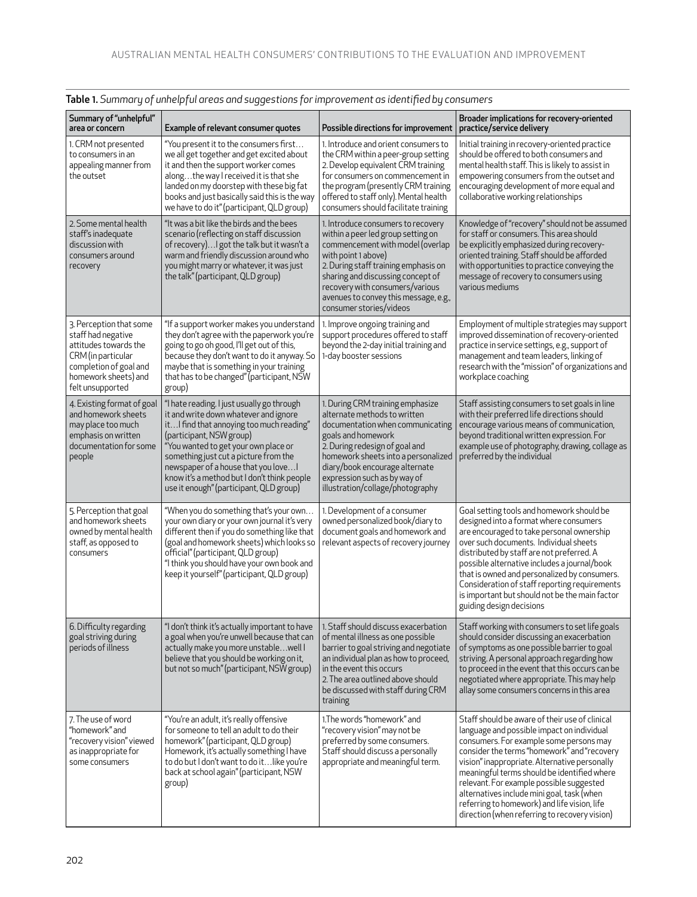**Table 1.** *Summary of unhelpful areas and suggestions for improvement as identified by consumers*

| Summary of "unhelpful" area or concern | Example of relevant consumer quotes | Possible directions for improvement | Broader implications for recovery-oriented practice/service delivery |
|---|---|---|---|
| 1. CRM not presented to consumers in an appealing manner from the outset | "You present it to the consumers first… we all get together and get excited about it and then the support worker comes along…the way I received it is that she landed on my doorstep with these big fat books and just basically said this is the way we have to do it" (participant, QLD group) | 1. Introduce and orient consumers to the CRM within a peer-group setting 2. Develop equivalent CRM training for consumers on commencement in the program (presently CRM training offered to staff only). Mental health consumers should facilitate training | Initial training in recovery-oriented practice should be offered to both consumers and mental health staff. This is likely to assist in empowering consumers from the outset and encouraging development of more equal and collaborative working relationships |
| 2. Some mental health staff's inadequate discussion with consumers around recovery | "It was a bit like the birds and the bees scenario (reflecting on staff discussion of recovery)…I got the talk but it wasn't a warm and friendly discussion around who you might marry or whatever, it was just the talk" (participant, QLD group) | 1. Introduce consumers to recovery within a peer led group setting on commencement with model (overlap with point 1 above) 2. During staff training emphasis on sharing and discussing concept of recovery with consumers/various avenues to convey this message, e.g., consumer stories/videos | Knowledge of "recovery" should not be assumed for staff or consumers. This area should be explicitly emphasized during recovery-oriented training. Staff should be afforded with opportunities to practice conveying the message of recovery to consumers using various mediums |
| 3. Perception that some staff had negative attitudes towards the CRM (in particular completion of goal and homework sheets) and felt unsupported | "If a support worker makes you understand they don't agree with the paperwork you're going to go oh good, I'll get out of this, because they don't want to do it anyway. So maybe that is something in your training that has to be changed" (participant, NSW group) | 1. Improve ongoing training and support procedures offered to staff beyond the 2-day initial training and 1-day booster sessions | Employment of multiple strategies may support improved dissemination of recovery-oriented practice in service settings, e.g., support of management and team leaders, linking of research with the "mission" of organizations and workplace coaching |
| 4. Existing format of goal and homework sheets may place too much emphasis on written documentation for some people | "I hate reading. I just usually go through it and write down whatever and ignore it…I find that annoying too much reading" (participant, NSW group) "You wanted to get your own place or something just cut a picture from the newspaper of a house that you love…I know it's a method but I don't think people use it enough" (participant, QLD group) | 1. During CRM training emphasize alternate methods to written documentation when communicating goals and homework 2. During redesign of goal and homework sheets into a personalized diary/book encourage alternate expression such as by way of illustration/collage/photography | Staff assisting consumers to set goals in line with their preferred life directions should encourage various means of communication, beyond traditional written expression. For example use of photography, drawing, collage as preferred by the individual |
| 5. Perception that goal and homework sheets owned by mental health staff, as opposed to consumers | "When you do something that's your own… your own diary or your own journal it's very different then if you do something like that (goal and homework sheets) which looks so official" (participant, QLD group) "I think you should have your own book and keep it yourself" (participant, QLD group) | 1. Development of a consumer owned personalized book/diary to document goals and homework and relevant aspects of recovery journey | Goal setting tools and homework should be designed into a format where consumers are encouraged to take personal ownership over such documents. Individual sheets distributed by staff are not preferred. A possible alternative includes a journal/book that is owned and personalized by consumers. Consideration of staff reporting requirements is important but should not be the main factor guiding design decisions |
| 6. Difficulty regarding goal striving during periods of illness | "I don't think it's actually important to have a goal when you're unwell because that can actually make you more unstable…well I believe that you should be working on it, but not so much" (participant, NSW group) | 1. Staff should discuss exacerbation of mental illness as one possible barrier to goal striving and negotiate an individual plan as how to proceed, in the event this occurs 2. The area outlined above should be discussed with staff during CRM training | Staff working with consumers to set life goals should consider discussing an exacerbation of symptoms as one possible barrier to goal striving. A personal approach regarding how to proceed in the event that this occurs can be negotiated where appropriate. This may help allay some consumers concerns in this area |
| 7. The use of word "homework" and "recovery vision" viewed as inappropriate for some consumers | "You're an adult, it's really offensive for someone to tell an adult to do their homework" (participant, QLD group) Homework, it's actually something I have to do but I don't want to do it…like you're back at school again" (participant, NSW group) | 1.The words "homework" and "recovery vision" may not be preferred by some consumers. Staff should discuss a personally appropriate and meaningful term. | Staff should be aware of their use of clinical language and possible impact on individual consumers. For example some persons may consider the terms "homework" and "recovery vision" inappropriate. Alternative personally meaningful terms should be identified where relevant. For example possible suggested alternatives include mini goal, task (when referring to homework) and life vision, life direction (when referring to recovery vision) |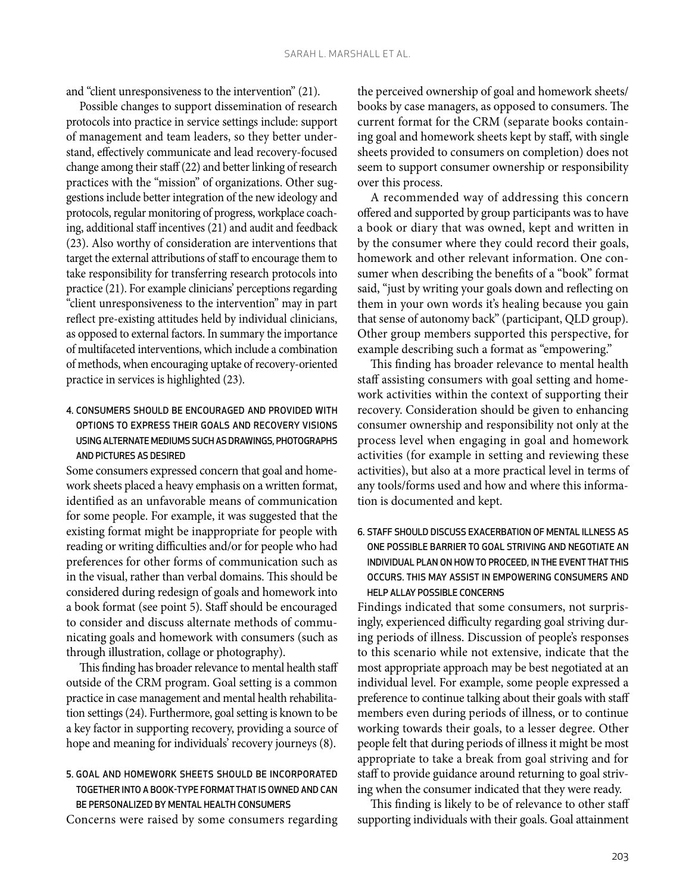and "client unresponsiveness to the intervention" (21).

Possible changes to support dissemination of research protocols into practice in service settings include: support of management and team leaders, so they better understand, effectively communicate and lead recovery-focused change among their staff (22) and better linking of research practices with the "mission" of organizations. Other suggestions include better integration of the new ideology and protocols, regular monitoring of progress, workplace coaching, additional staff incentives (21) and audit and feedback (23). Also worthy of consideration are interventions that target the external attributions of staff to encourage them to take responsibility for transferring research protocols into practice (21). For example clinicians' perceptions regarding "client unresponsiveness to the intervention" may in part reflect pre-existing attitudes held by individual clinicians, as opposed to external factors. In summary the importance of multifaceted interventions, which include a combination of methods, when encouraging uptake of recovery-oriented practice in services is highlighted (23).

### 4. Consumers should be encouraged and provided with options to express their goals and recovery visions using alternate mediums such as drawings, photographs and pictures as desired

Some consumers expressed concern that goal and homework sheets placed a heavy emphasis on a written format, identified as an unfavorable means of communication for some people. For example, it was suggested that the existing format might be inappropriate for people with reading or writing difficulties and/or for people who had preferences for other forms of communication such as in the visual, rather than verbal domains. This should be considered during redesign of goals and homework into a book format (see point 5). Staff should be encouraged to consider and discuss alternate methods of communicating goals and homework with consumers (such as through illustration, collage or photography).

This finding has broader relevance to mental health staff outside of the CRM program. Goal setting is a common practice in case management and mental health rehabilitation settings (24). Furthermore, goal setting is known to be a key factor in supporting recovery, providing a source of hope and meaning for individuals' recovery journeys (8).

### 5. Goal and homework sheets should be incorporated together into a book-type format that is owned and can be personalized by mental health consumers

Concerns were raised by some consumers regarding the perceived ownership of goal and homework sheets/books by case managers, as opposed to consumers. The current format for the CRM (separate books containing goal and homework sheets kept by staff, with single sheets provided to consumers on completion) does not seem to support consumer ownership or responsibility over this process.

A recommended way of addressing this concern offered and supported by group participants was to have a book or diary that was owned, kept and written in by the consumer where they could record their goals, homework and other relevant information. One consumer when describing the benefits of a "book" format said, "just by writing your goals down and reflecting on them in your own words it's healing because you gain that sense of autonomy back" (participant, QLD group). Other group members supported this perspective, for example describing such a format as "empowering."

This finding has broader relevance to mental health staff assisting consumers with goal setting and homework activities within the context of supporting their recovery. Consideration should be given to enhancing consumer ownership and responsibility not only at the process level when engaging in goal and homework activities (for example in setting and reviewing these activities), but also at a more practical level in terms of any tools/forms used and how and where this information is documented and kept.

### 6. Staff should discuss exacerbation of mental illness as one possible barrier to goal striving and negotiate an individual plan on how to proceed, in the event that this occurs. This may assist in empowering consumers and help allay possible concerns

Findings indicated that some consumers, not surprisingly, experienced difficulty regarding goal striving during periods of illness. Discussion of people's responses to this scenario while not extensive, indicate that the most appropriate approach may be best negotiated at an individual level. For example, some people expressed a preference to continue talking about their goals with staff members even during periods of illness, or to continue working towards their goals, to a lesser degree. Other people felt that during periods of illness it might be most appropriate to take a break from goal striving and for staff to provide guidance around returning to goal striving when the consumer indicated that they were ready.

This finding is likely to be of relevance to other staff supporting individuals with their goals. Goal attainment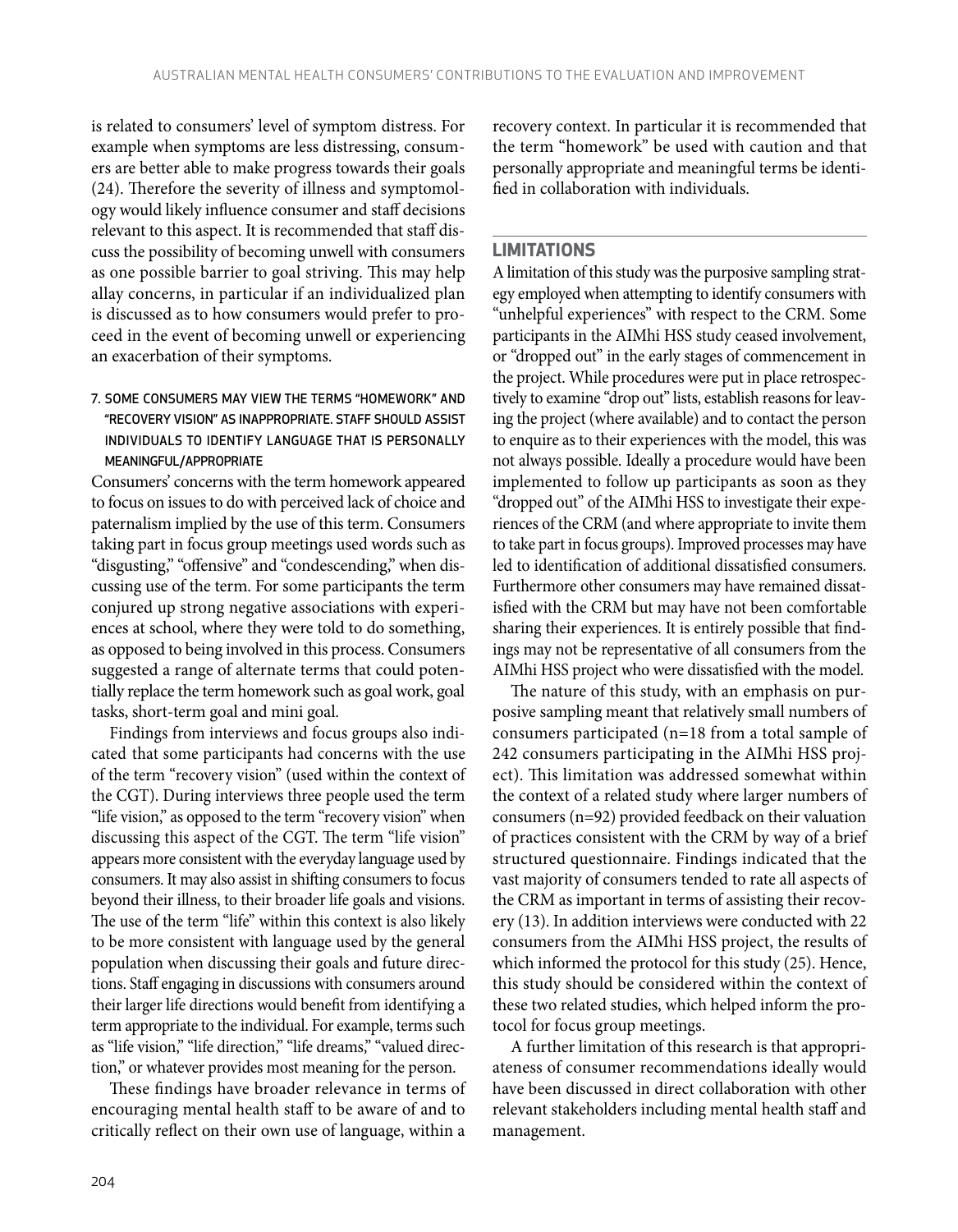is related to consumers' level of symptom distress. For example when symptoms are less distressing, consumers are better able to make progress towards their goals (24). Therefore the severity of illness and symptomology would likely influence consumer and staff decisions relevant to this aspect. It is recommended that staff discuss the possibility of becoming unwell with consumers as one possible barrier to goal striving. This may help allay concerns, in particular if an individualized plan is discussed as to how consumers would prefer to proceed in the event of becoming unwell or experiencing an exacerbation of their symptoms.

### 7. SOME CONSUMERS MAY VIEW THE TERMS "HOMEWORK" AND "RECOVERY VISION" AS INAPPROPRIATE. STAFF SHOULD ASSIST INDIVIDUALS TO IDENTIFY LANGUAGE THAT IS PERSONALLY MEANINGFUL/APPROPRIATE

Consumers' concerns with the term homework appeared to focus on issues to do with perceived lack of choice and paternalism implied by the use of this term. Consumers taking part in focus group meetings used words such as "disgusting," "offensive" and "condescending," when discussing use of the term. For some participants the term conjured up strong negative associations with experiences at school, where they were told to do something, as opposed to being involved in this process. Consumers suggested a range of alternate terms that could potentially replace the term homework such as goal work, goal tasks, short-term goal and mini goal.

Findings from interviews and focus groups also indicated that some participants had concerns with the use of the term "recovery vision" (used within the context of the CGT). During interviews three people used the term "life vision," as opposed to the term "recovery vision" when discussing this aspect of the CGT. The term "life vision" appears more consistent with the everyday language used by consumers. It may also assist in shifting consumers to focus beyond their illness, to their broader life goals and visions. The use of the term "life" within this context is also likely to be more consistent with language used by the general population when discussing their goals and future directions. Staff engaging in discussions with consumers around their larger life directions would benefit from identifying a term appropriate to the individual. For example, terms such as "life vision," "life direction," "life dreams," "valued direction," or whatever provides most meaning for the person.

These findings have broader relevance in terms of encouraging mental health staff to be aware of and to critically reflect on their own use of language, within a recovery context. In particular it is recommended that the term "homework" be used with caution and that personally appropriate and meaningful terms be identified in collaboration with individuals.

## LIMITATIONS

A limitation of this study was the purposive sampling strategy employed when attempting to identify consumers with "unhelpful experiences" with respect to the CRM. Some participants in the AIMhi HSS study ceased involvement, or "dropped out" in the early stages of commencement in the project. While procedures were put in place retrospectively to examine "drop out" lists, establish reasons for leaving the project (where available) and to contact the person to enquire as to their experiences with the model, this was not always possible. Ideally a procedure would have been implemented to follow up participants as soon as they "dropped out" of the AIMhi HSS to investigate their experiences of the CRM (and where appropriate to invite them to take part in focus groups). Improved processes may have led to identification of additional dissatisfied consumers. Furthermore other consumers may have remained dissatisfied with the CRM but may have not been comfortable sharing their experiences. It is entirely possible that findings may not be representative of all consumers from the AIMhi HSS project who were dissatisfied with the model.

The nature of this study, with an emphasis on purposive sampling meant that relatively small numbers of consumers participated (n=18 from a total sample of 242 consumers participating in the AIMhi HSS project). This limitation was addressed somewhat within the context of a related study where larger numbers of consumers (n=92) provided feedback on their valuation of practices consistent with the CRM by way of a brief structured questionnaire. Findings indicated that the vast majority of consumers tended to rate all aspects of the CRM as important in terms of assisting their recovery (13). In addition interviews were conducted with 22 consumers from the AIMhi HSS project, the results of which informed the protocol for this study (25). Hence, this study should be considered within the context of these two related studies, which helped inform the protocol for focus group meetings.

A further limitation of this research is that appropriateness of consumer recommendations ideally would have been discussed in direct collaboration with other relevant stakeholders including mental health staff and management.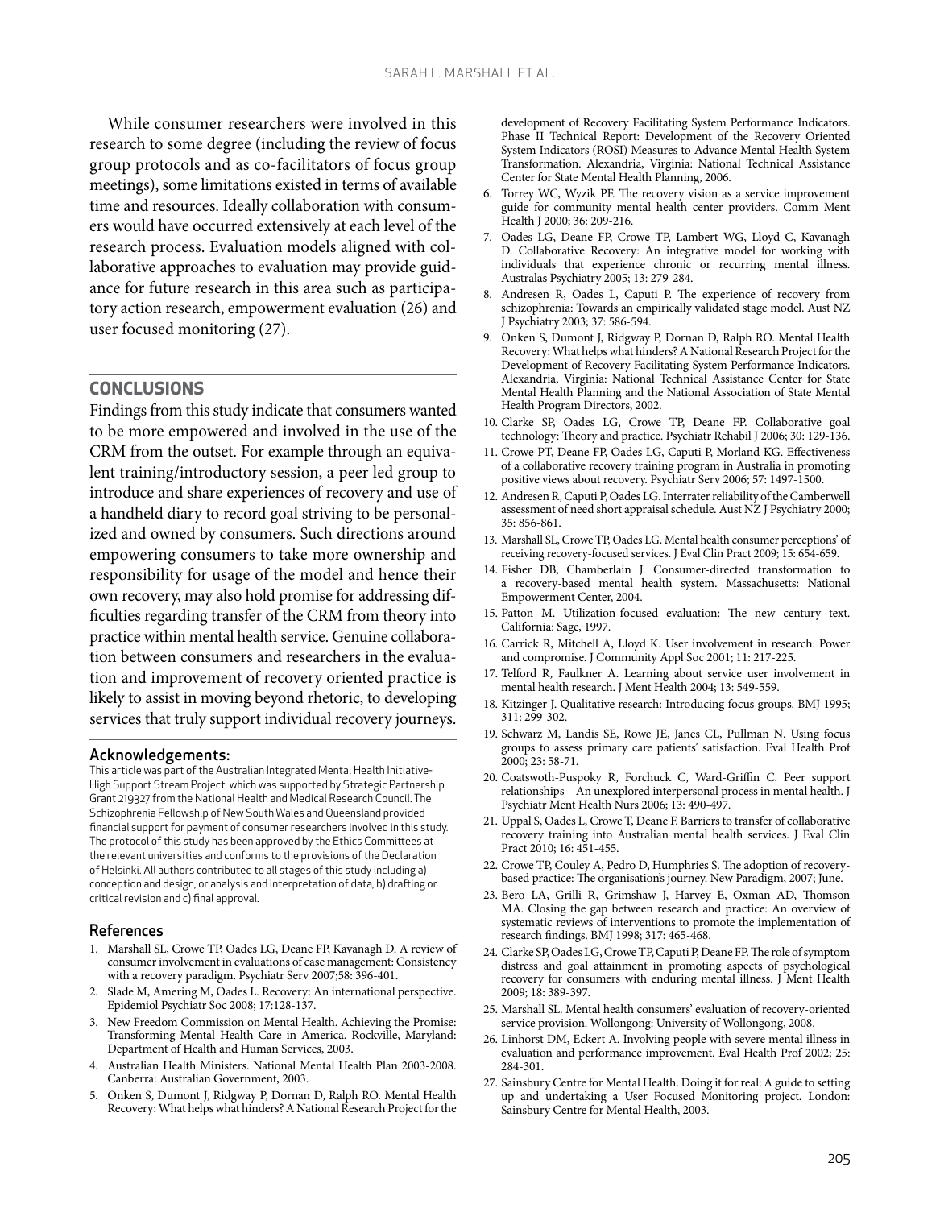While consumer researchers were involved in this research to some degree (including the review of focus group protocols and as co-facilitators of focus group meetings), some limitations existed in terms of available time and resources. Ideally collaboration with consumers would have occurred extensively at each level of the research process. Evaluation models aligned with collaborative approaches to evaluation may provide guidance for future research in this area such as participatory action research, empowerment evaluation (26) and user focused monitoring (27).

## CONCLUSIONS

Findings from this study indicate that consumers wanted to be more empowered and involved in the use of the CRM from the outset. For example through an equivalent training/introductory session, a peer led group to introduce and share experiences of recovery and use of a handheld diary to record goal striving to be personalized and owned by consumers. Such directions around empowering consumers to take more ownership and responsibility for usage of the model and hence their own recovery, may also hold promise for addressing difficulties regarding transfer of the CRM from theory into practice within mental health service. Genuine collaboration between consumers and researchers in the evaluation and improvement of recovery oriented practice is likely to assist in moving beyond rhetoric, to developing services that truly support individual recovery journeys.

### Acknowledgements:

This article was part of the Australian Integrated Mental Health Initiative-High Support Stream Project, which was supported by Strategic Partnership Grant 219327 from the National Health and Medical Research Council. The Schizophrenia Fellowship of New South Wales and Queensland provided financial support for payment of consumer researchers involved in this study. The protocol of this study has been approved by the Ethics Committees at the relevant universities and conforms to the provisions of the Declaration of Helsinki. All authors contributed to all stages of this study including a) conception and design, or analysis and interpretation of data, b) drafting or critical revision and c) final approval.

### References

1. Marshall SL, Crowe TP, Oades LG, Deane FP, Kavanagh D. A review of consumer involvement in evaluations of case management: Consistency with a recovery paradigm. Psychiatr Serv 2007;58: 396-401.
2. Slade M, Amering M, Oades L. Recovery: An international perspective. Epidemiol Psychiatr Soc 2008; 17:128-137.
3. New Freedom Commission on Mental Health. Achieving the Promise: Transforming Mental Health Care in America. Rockville, Maryland: Department of Health and Human Services, 2003.
4. Australian Health Ministers. National Mental Health Plan 2003-2008. Canberra: Australian Government, 2003.
5. Onken S, Dumont J, Ridgway P, Dornan D, Ralph RO. Mental Health Recovery: What helps what hinders? A National Research Project for the development of Recovery Facilitating System Performance Indicators. Phase II Technical Report: Development of the Recovery Oriented System Indicators (ROSI) Measures to Advance Mental Health System Transformation. Alexandria, Virginia: National Technical Assistance Center for State Mental Health Planning, 2006.
6. Torrey WC, Wyzik PF. The recovery vision as a service improvement guide for community mental health center providers. Comm Ment Health J 2000; 36: 209-216.
7. Oades LG, Deane FP, Crowe TP, Lambert WG, Lloyd C, Kavanagh D. Collaborative Recovery: An integrative model for working with individuals that experience chronic or recurring mental illness. Australas Psychiatry 2005; 13: 279-284.
8. Andresen R, Oades L, Caputi P. The experience of recovery from schizophrenia: Towards an empirically validated stage model. Aust NZ J Psychiatry 2003; 37: 586-594.
9. Onken S, Dumont J, Ridgway P, Dornan D, Ralph RO. Mental Health Recovery: What helps what hinders? A National Research Project for the Development of Recovery Facilitating System Performance Indicators. Alexandria, Virginia: National Technical Assistance Center for State Mental Health Planning and the National Association of State Mental Health Program Directors, 2002.
10. Clarke SP, Oades LG, Crowe TP, Deane FP. Collaborative goal technology: Theory and practice. Psychiatr Rehabil J 2006; 30: 129-136.
11. Crowe PT, Deane FP, Oades LG, Caputi P, Morland KG. Effectiveness of a collaborative recovery training program in Australia in promoting positive views about recovery. Psychiatr Serv 2006; 57: 1497-1500.
12. Andresen R, Caputi P, Oades LG. Interrater reliability of the Camberwell assessment of need short appraisal schedule. Aust NZ J Psychiatry 2000; 35: 856-861.
13. Marshall SL, Crowe TP, Oades LG. Mental health consumer perceptions' of receiving recovery-focused services. J Eval Clin Pract 2009; 15: 654-659.
14. Fisher DB, Chamberlain J. Consumer-directed transformation to a recovery-based mental health system. Massachusetts: National Empowerment Center, 2004.
15. Patton M. Utilization-focused evaluation: The new century text. California: Sage, 1997.
16. Carrick R, Mitchell A, Lloyd K. User involvement in research: Power and compromise. J Community Appl Soc 2001; 11: 217-225.
17. Telford R, Faulkner A. Learning about service user involvement in mental health research. J Ment Health 2004; 13: 549-559.
18. Kitzinger J. Qualitative research: Introducing focus groups. BMJ 1995; 311: 299-302.
19. Schwarz M, Landis SE, Rowe JE, Janes CL, Pullman N. Using focus groups to assess primary care patients' satisfaction. Eval Health Prof 2000; 23: 58-71.
20. Coatswoth-Puspoky R, Forchuck C, Ward-Griffin C. Peer support relationships – An unexplored interpersonal process in mental health. J Psychiatr Ment Health Nurs 2006; 13: 490-497.
21. Uppal S, Oades L, Crowe T, Deane F. Barriers to transfer of collaborative recovery training into Australian mental health services. J Eval Clin Pract 2010; 16: 451-455.
22. Crowe TP, Couley A, Pedro D, Humphries S. The adoption of recovery-based practice: The organisation's journey. New Paradigm, 2007; June.
23. Bero LA, Grilli R, Grimshaw J, Harvey E, Oxman AD, Thomson MA. Closing the gap between research and practice: An overview of systematic reviews of interventions to promote the implementation of research findings. BMJ 1998; 317: 465-468.
24. Clarke SP, Oades LG, Crowe TP, Caputi P, Deane FP. The role of symptom distress and goal attainment in promoting aspects of psychological recovery for consumers with enduring mental illness. J Ment Health 2009; 18: 389-397.
25. Marshall SL. Mental health consumers' evaluation of recovery-oriented service provision. Wollongong: University of Wollongong, 2008.
26. Linhorst DM, Eckert A. Involving people with severe mental illness in evaluation and performance improvement. Eval Health Prof 2002; 25: 284-301.
27. Sainsbury Centre for Mental Health. Doing it for real: A guide to setting up and undertaking a User Focused Monitoring project. London: Sainsbury Centre for Mental Health, 2003.